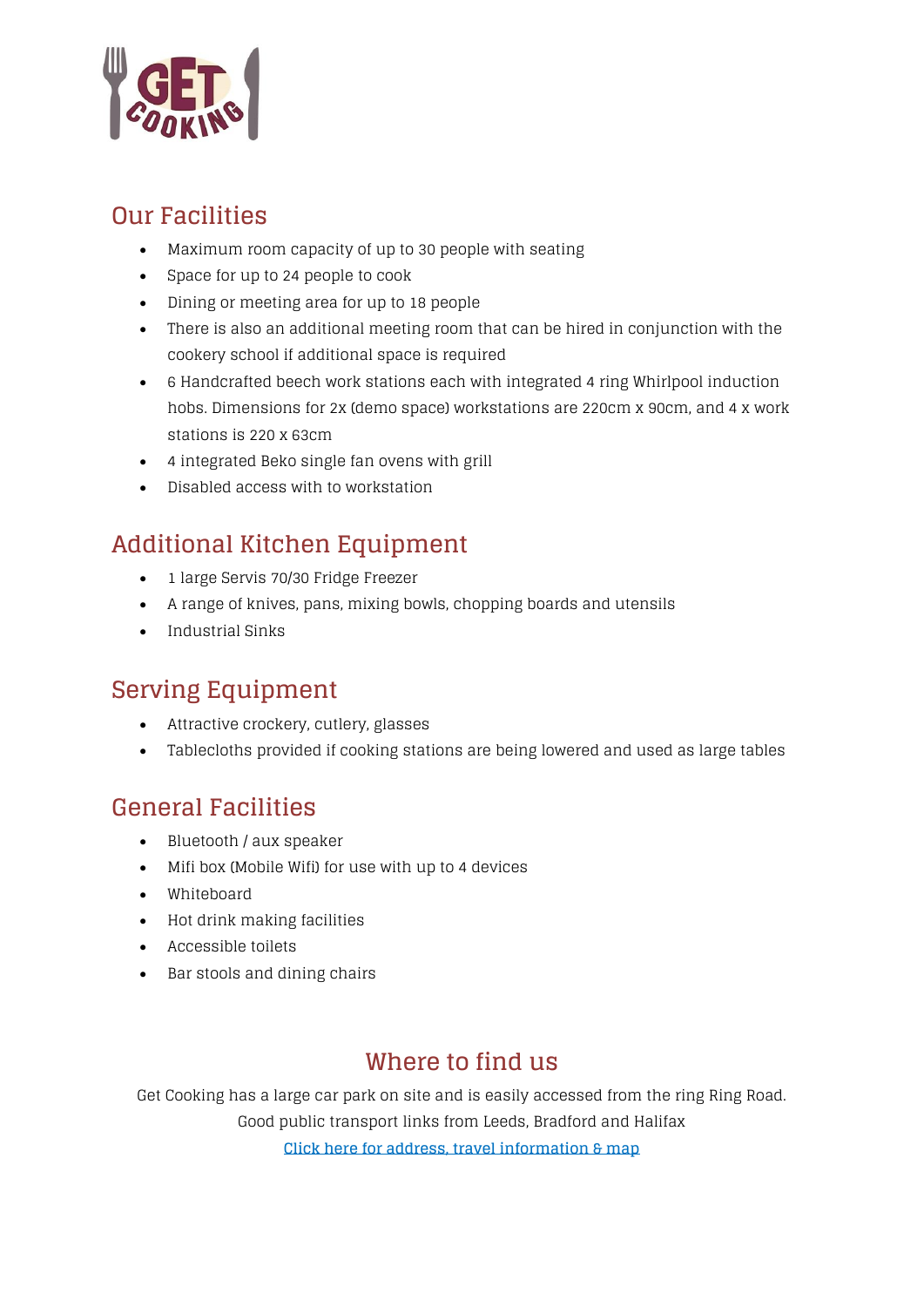## Our Facilities

- Maximum room capacity of up to 30 people with seating
- Space for up to 24 people to cook
- Dining or meeting area for up to 18 people
- There is also an additional meeting room that can be hired in conjunction with the cookery school if additional space is required
- 6 Handcrafted beech work stations each with integrated 4 ring Whirlpool induction hobs. Dimensions for 2x (demo space) workstations are 220cm x 90cm, and 4 x work stations is 220 x 63cm
- 4 integrated Beko single fan ovens with grill
- Disabled access with to workstation

## Additional Kitchen Equipment

- 1 large Servis 70/30 Fridge Freezer
- A range of knives, pans, mixing bowls, chopping boards and utensils
- Industrial Sinks

## Serving Equipment

- Attractive crockery, cutlery, glasses
- Tablecloths provided if cooking stations are being lowered and used as large tables

## General Facilities

- Bluetooth / aux speaker
- Mifi box (Mobile Wifi) for use with up to 4 devices
- Whiteboard
- Hot drink making facilities
- Accessible toilets
- Bar stools and dining chairs

## Where to find us

Get Cooking has a large car park on site and is easily accessed from the ring Ring Road.
Good public transport links from Leeds, Bradford and Halifax

Click here for address, travel information & map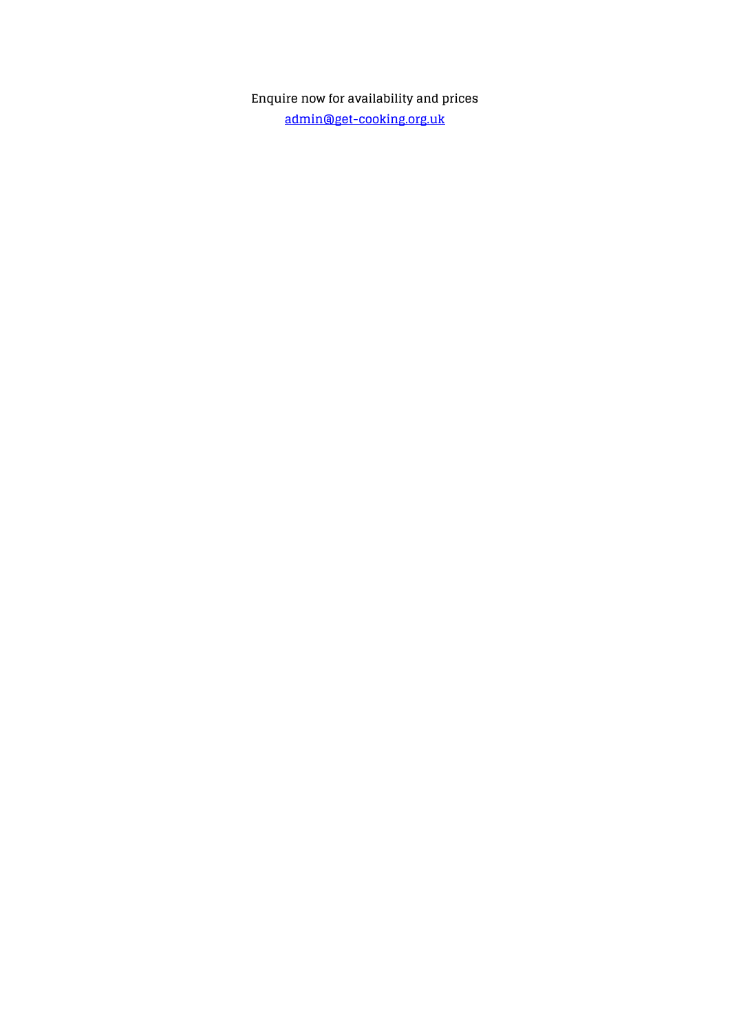Enquire now for availability and prices

admin@get-cooking.org.uk